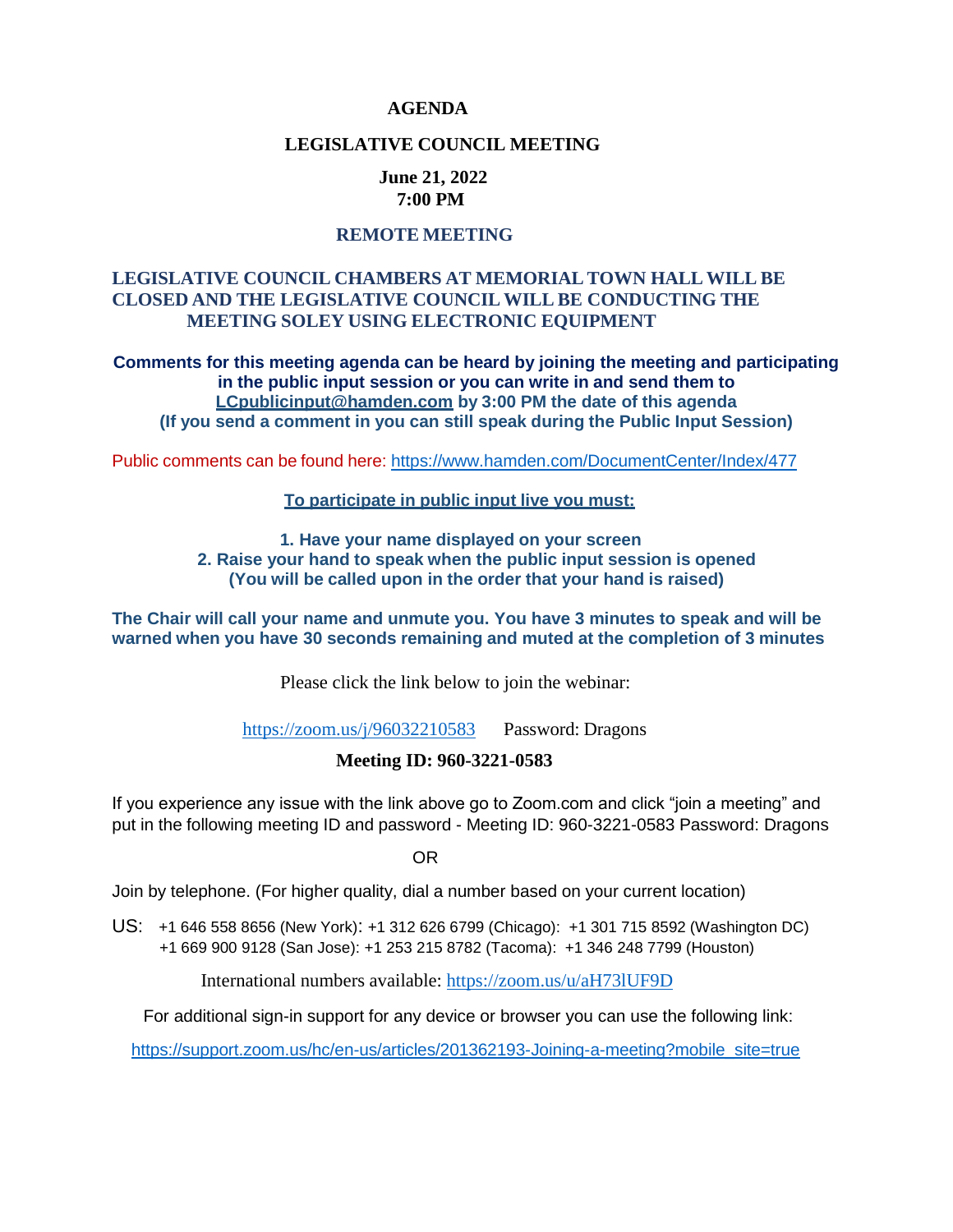# AGENDA

## LEGISLATIVE COUNCIL MEETING

**June 21, 2022**
**7:00 PM**

**REMOTE MEETING**

**LEGISLATIVE COUNCIL CHAMBERS AT MEMORIAL TOWN HALL WILL BE CLOSED AND THE LEGISLATIVE COUNCIL WILL BE CONDUCTING THE MEETING SOLEY USING ELECTRONIC EQUIPMENT**

**Comments for this meeting agenda can be heard by joining the meeting and participating in the public input session or you can write in and send them to LCpublicinput@hamden.com by 3:00 PM the date of this agenda (If you send a comment in you can still speak during the Public Input Session)**

Public comments can be found here: https://www.hamden.com/DocumentCenter/Index/477

**To participate in public input live you must:**

**1. Have your name displayed on your screen**
**2. Raise your hand to speak when the public input session is opened (You will be called upon in the order that your hand is raised)**

**The Chair will call your name and unmute you. You have 3 minutes to speak and will be warned when you have 30 seconds remaining and muted at the completion of 3 minutes**

Please click the link below to join the webinar:

https://zoom.us/j/96032210583 Password: Dragons

**Meeting ID: 960-3221-0583**

If you experience any issue with the link above go to Zoom.com and click "join a meeting" and put in the following meeting ID and password - Meeting ID: 960-3221-0583 Password: Dragons

OR

Join by telephone. (For higher quality, dial a number based on your current location)

US: +1 646 558 8656 (New York): +1 312 626 6799 (Chicago): +1 301 715 8592 (Washington DC) +1 669 900 9128 (San Jose): +1 253 215 8782 (Tacoma): +1 346 248 7799 (Houston)

International numbers available: https://zoom.us/u/aH73lUF9D

For additional sign-in support for any device or browser you can use the following link:

https://support.zoom.us/hc/en-us/articles/201362193-Joining-a-meeting?mobile_site=true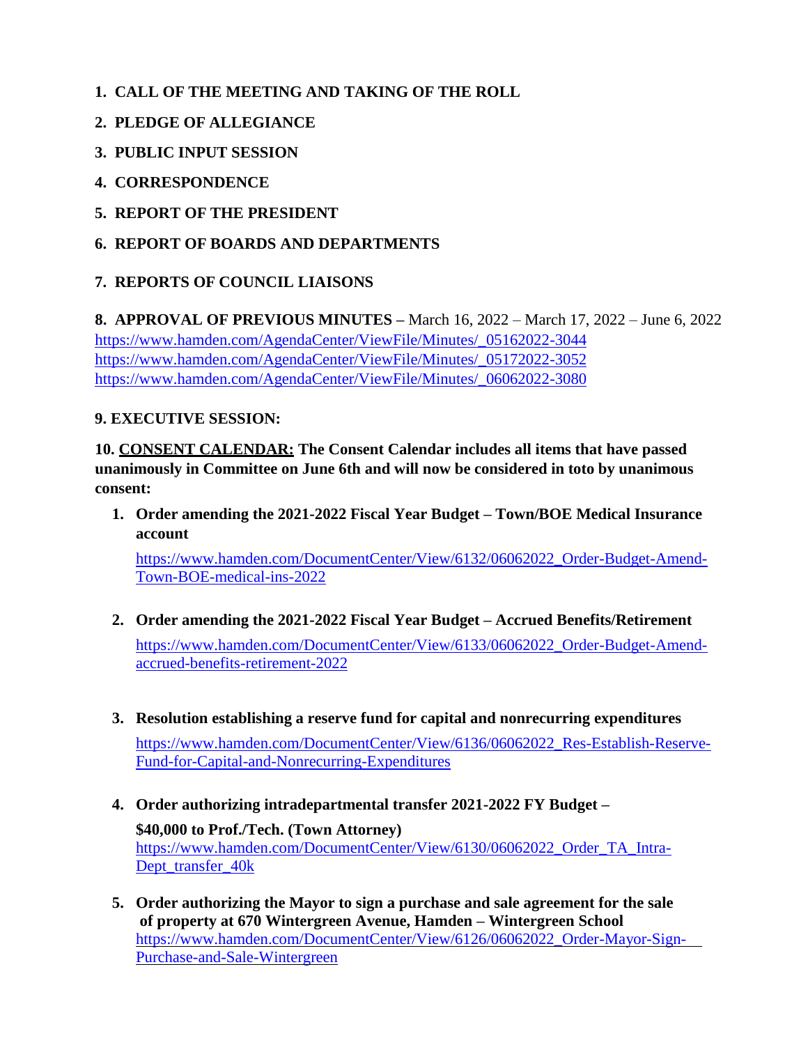1. **CALL OF THE MEETING AND TAKING OF THE ROLL**
2. **PLEDGE OF ALLEGIANCE**
3. **PUBLIC INPUT SESSION**
4. **CORRESPONDENCE**
5. **REPORT OF THE PRESIDENT**
6. **REPORT OF BOARDS AND DEPARTMENTS**
7. **REPORTS OF COUNCIL LIAISONS**
8. **APPROVAL OF PREVIOUS MINUTES –** March 16, 2022 – March 17, 2022 – June 6, 2022
https://www.hamden.com/AgendaCenter/ViewFile/Minutes/_05162022-3044
https://www.hamden.com/AgendaCenter/ViewFile/Minutes/_05172022-3052
https://www.hamden.com/AgendaCenter/ViewFile/Minutes/_06062022-3080

**9. EXECUTIVE SESSION:**

**10. CONSENT CALENDAR: The Consent Calendar includes all items that have passed unanimously in Committee on June 6th and will now be considered in toto by unanimous consent:**

1. **Order amending the 2021-2022 Fiscal Year Budget – Town/BOE Medical Insurance account**
   https://www.hamden.com/DocumentCenter/View/6132/06062022_Order-Budget-Amend-Town-BOE-medical-ins-2022

2. **Order amending the 2021-2022 Fiscal Year Budget – Accrued Benefits/Retirement**
   https://www.hamden.com/DocumentCenter/View/6133/06062022_Order-Budget-Amend-accrued-benefits-retirement-2022

3. **Resolution establishing a reserve fund for capital and nonrecurring expenditures**
   https://www.hamden.com/DocumentCenter/View/6136/06062022_Res-Establish-Reserve-Fund-for-Capital-and-Nonrecurring-Expenditures

4. **Order authorizing intradepartmental transfer 2021-2022 FY Budget – $40,000 to Prof./Tech. (Town Attorney)**
   https://www.hamden.com/DocumentCenter/View/6130/06062022_Order_TA_Intra-Dept_transfer_40k

5. **Order authorizing the Mayor to sign a purchase and sale agreement for the sale of property at 670 Wintergreen Avenue, Hamden – Wintergreen School**
   https://www.hamden.com/DocumentCenter/View/6126/06062022_Order-Mayor-Sign-Purchase-and-Sale-Wintergreen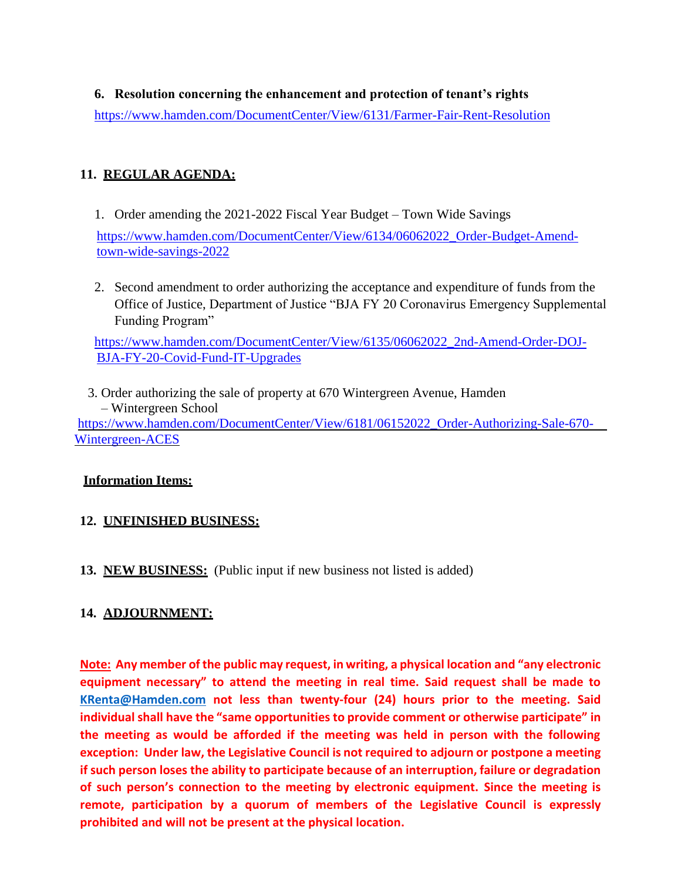6. **Resolution concerning the enhancement and protection of tenant's rights**

   https://www.hamden.com/DocumentCenter/View/6131/Farmer-Fair-Rent-Resolution

## 11. REGULAR AGENDA:

1. Order amending the 2021-2022 Fiscal Year Budget – Town Wide Savings

   https://www.hamden.com/DocumentCenter/View/6134/06062022_Order-Budget-Amend-town-wide-savings-2022

2. Second amendment to order authorizing the acceptance and expenditure of funds from the Office of Justice, Department of Justice "BJA FY 20 Coronavirus Emergency Supplemental Funding Program"

   https://www.hamden.com/DocumentCenter/View/6135/06062022_2nd-Amend-Order-DOJ-BJA-FY-20-Covid-Fund-IT-Upgrades

3. Order authorizing the sale of property at 670 Wintergreen Avenue, Hamden – Wintergreen School

   https://www.hamden.com/DocumentCenter/View/6181/06152022_Order-Authorizing-Sale-670-Wintergreen-ACES

**Information Items:**

## 12. UNFINISHED BUSINESS:

## 13. NEW BUSINESS: (Public input if new business not listed is added)

## 14. ADJOURNMENT:

**Note: Any member of the public may request, in writing, a physical location and "any electronic equipment necessary" to attend the meeting in real time. Said request shall be made to KRenta@Hamden.com not less than twenty-four (24) hours prior to the meeting. Said individual shall have the "same opportunities to provide comment or otherwise participate" in the meeting as would be afforded if the meeting was held in person with the following exception: Under law, the Legislative Council is not required to adjourn or postpone a meeting if such person loses the ability to participate because of an interruption, failure or degradation of such person's connection to the meeting by electronic equipment. Since the meeting is remote, participation by a quorum of members of the Legislative Council is expressly prohibited and will not be present at the physical location.**